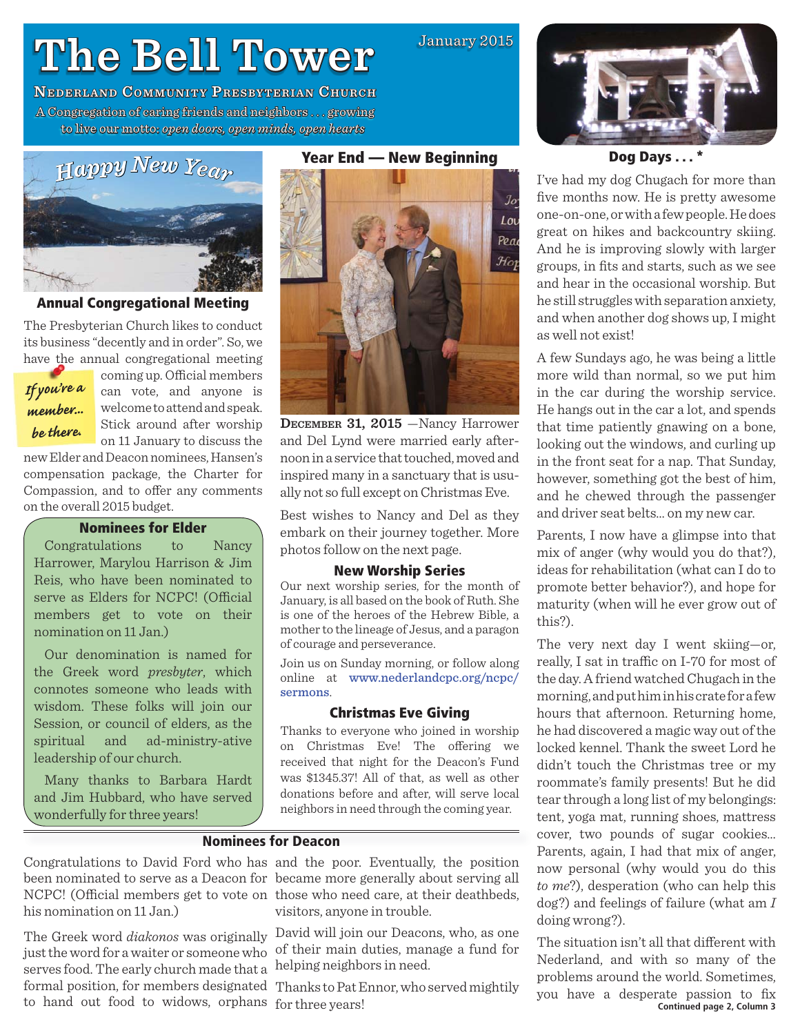# The Bell Tower

January 2015

**Nederland Community Presbyterian Church**

A Congregation of caring friends and neighbors . . . growing to live our motto: *open doors, open minds, open hearts*

*Happy New Year*

## Annual Congregational Meeting

The Presbyterian Church likes to conduct its business "decently and in order". So, we have the annual congregational meeting coming up. Official members can vote, and anyone is welcome to attend and speak. Stick around after worship on 11 January to discuss the new Elder and Deacon nominees, Hansen's compensation package, the Charter for Compassion, and to offer any comments on the overall 2015 budget.

*If you're a member... be there.*

### Nominees for Elder

Congratulations to Nancy Harrower, Marylou Harrison & Jim Reis, who have been nominated to serve as Elders for NCPC! (Official members get to vote on their nomination on 11 Jan.)

Our denomination is named for the Greek word *presbyter*, which connotes someone who leads with wisdom. These folks will join our Session, or council of elders, as the spiritual and ad-ministry-ative leadership of our church.

Many thanks to Barbara Hardt and Jim Hubbard, who have served wonderfully for three years!

## Year End — New Beginning

**December 31, 2015** —Nancy Harrower and Del Lynd were married early afternoon in a service that touched, moved and inspired many in a sanctuary that is usually not so full except on Christmas Eve.

Best wishes to Nancy and Del as they embark on their journey together. More photos follow on the next page.

### New Worship Series

Our next worship series, for the month of January, is all based on the book of Ruth. She is one of the heroes of the Hebrew Bible, a mother to the lineage of Jesus, and a paragon of courage and perseverance.

Join us on Sunday morning, or follow along online at **www.nederlandcpc.org/ncpc/sermons**.

### Christmas Eve Giving

Thanks to everyone who joined in worship on Christmas Eve! The offering we received that night for the Deacon's Fund was $1345.37! All of that, as well as other donations before and after, will serve local neighbors in need through the coming year.

### Nominees for Deacon

Congratulations to David Ford who has been nominated to serve as a Deacon for NCPC! (Official members get to vote on his nomination on 11 Jan.)

The Greek word *diakonos* was originally just the word for a waiter or someone who serves food. The early church made that a formal position, for members designated to hand out food to widows, orphans and the poor. Eventually, the position became more generally about serving all those who need care, at their deathbeds, visitors, anyone in trouble.

David will join our Deacons, who, as one of their main duties, manage a fund for helping neighbors in need.

Thanks to Pat Ennor, who served mightily for three years!

## Dog Days . . . *

I've had my dog Chugach for more than five months now. He is pretty awesome one-on-one, or with a few people. He does great on hikes and backcountry skiing. And he is improving slowly with larger groups, in fits and starts, such as we see and hear in the occasional worship. But he still struggles with separation anxiety, and when another dog shows up, I might as well not exist!

A few Sundays ago, he was being a little more wild than normal, so we put him in the car during the worship service. He hangs out in the car a lot, and spends that time patiently gnawing on a bone, looking out the windows, and curling up in the front seat for a nap. That Sunday, however, something got the best of him, and he chewed through the passenger and driver seat belts... on my new car.

Parents, I now have a glimpse into that mix of anger (why would you do that?), ideas for rehabilitation (what can I do to promote better behavior?), and hope for maturity (when will he ever grow out of this?).

The very next day I went skiing—or, really, I sat in traffic on I-70 for most of the day. A friend watched Chugach in the morning, and put him in his crate for a few hours that afternoon. Returning home, he had discovered a magic way out of the locked kennel. Thank the sweet Lord he didn't touch the Christmas tree or my roommate's family presents! But he did tear through a long list of my belongings: tent, yoga mat, running shoes, mattress cover, two pounds of sugar cookies... Parents, again, I had that mix of anger, now personal (why would you do this *to me*?), desperation (who can help this dog?) and feelings of failure (what am *I* doing wrong?).

The situation isn't all that different with Nederland, and with so many of the problems around the world. Sometimes, you have a desperate passion to fix

**Continued page 2, Column 3**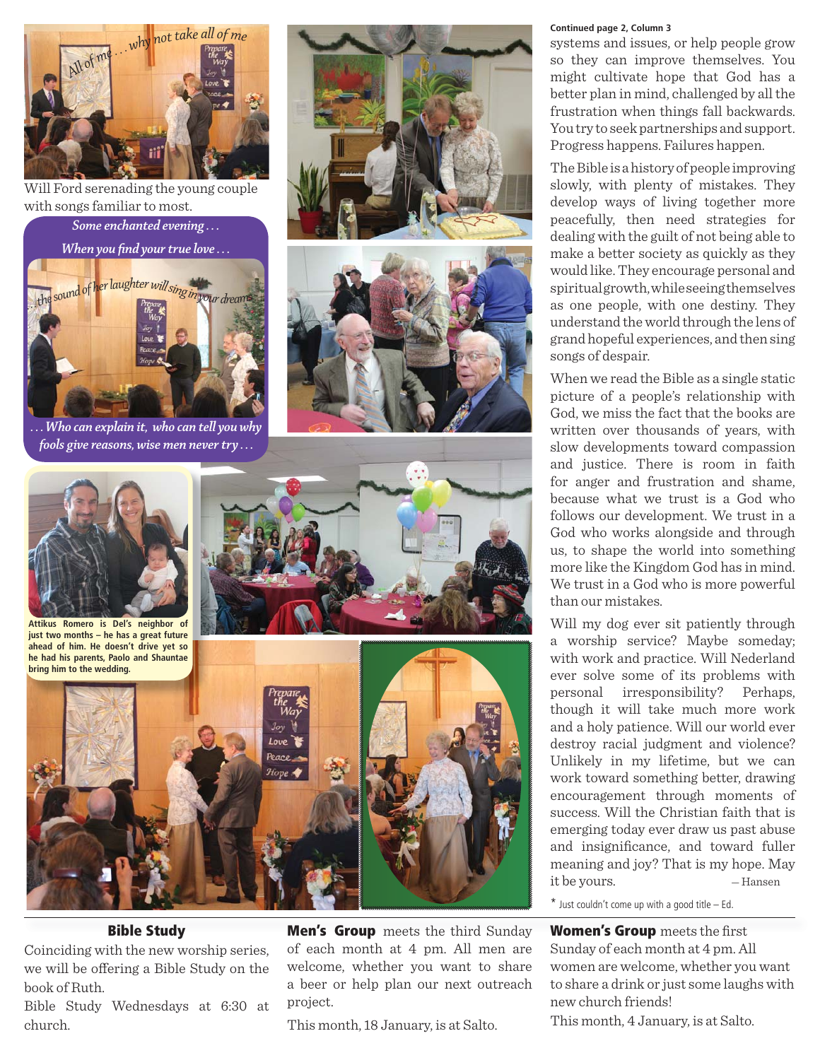Will Ford serenading the young couple with songs familiar to most.

*Some enchanted evening . . .*

*When you find your true love . . .*

*. . . Who can explain it, who can tell you why fools give reasons, wise men never try . . .*

**Attikus Romero is Del's neighbor of just two months – he has a great future ahead of him. He doesn't drive yet so he had his parents, Paolo and Shauntae bring him to the wedding.**

**Continued page 2, Column 3**

systems and issues, or help people grow so they can improve themselves. You might cultivate hope that God has a better plan in mind, challenged by all the frustration when things fall backwards. You try to seek partnerships and support. Progress happens. Failures happen.

The Bible is a history of people improving slowly, with plenty of mistakes. They develop ways of living together more peacefully, then need strategies for dealing with the guilt of not being able to make a better society as quickly as they would like. They encourage personal and spiritual growth, while seeing themselves as one people, with one destiny. They understand the world through the lens of grand hopeful experiences, and then sing songs of despair.

When we read the Bible as a single static picture of a people's relationship with God, we miss the fact that the books are written over thousands of years, with slow developments toward compassion and justice. There is room in faith for anger and frustration and shame, because what we trust is a God who follows our development. We trust in a God who works alongside and through us, to shape the world into something more like the Kingdom God has in mind. We trust in a God who is more powerful than our mistakes.

Will my dog ever sit patiently through a worship service? Maybe someday; with work and practice. Will Nederland ever solve some of its problems with personal irresponsibility? Perhaps, though it will take much more work and a holy patience. Will our world ever destroy racial judgment and violence? Unlikely in my lifetime, but we can work toward something better, drawing encouragement through moments of success. Will the Christian faith that is emerging today ever draw us past abuse and insignificance, and toward fuller meaning and joy? That is my hope. May it be yours. – Hansen

* Just couldn't come up with a good title – Ed.

## Bible Study

Coinciding with the new worship series, we will be offering a Bible Study on the book of Ruth.

Bible Study Wednesdays at 6:30 at church.

**Men's Group** meets the third Sunday of each month at 4 pm. All men are welcome, whether you want to share a beer or help plan our next outreach project.

This month, 18 January, is at Salto.

**Women's Group** meets the first Sunday of each month at 4 pm. All women are welcome, whether you want to share a drink or just some laughs with new church friends!

This month, 4 January, is at Salto.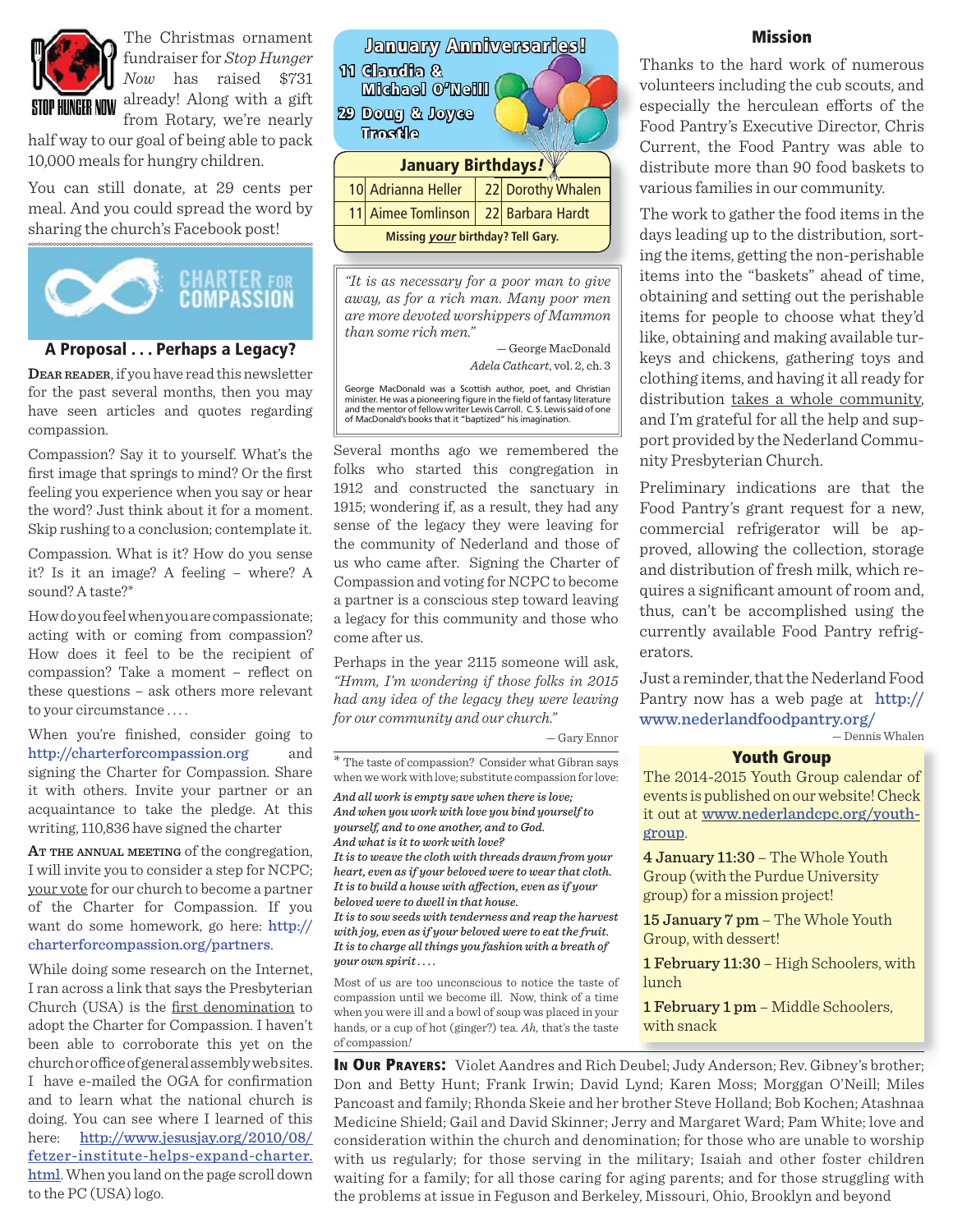The Christmas ornament fundraiser for *Stop Hunger Now* has raised $731 already! Along with a gift from Rotary, we're nearly half way to our goal of being able to pack 10,000 meals for hungry children.

You can still donate, at 29 cents per meal. And you could spread the word by sharing the church's Facebook post!

CHARTER FOR COMPASSION

## A Proposal . . . Perhaps a Legacy?

**Dear reader**, if you have read this newsletter for the past several months, then you may have seen articles and quotes regarding compassion.

Compassion? Say it to yourself. What's the first image that springs to mind? Or the first feeling you experience when you say or hear the word? Just think about it for a moment. Skip rushing to a conclusion; contemplate it.

Compassion. What is it? How do you sense it? Is it an image? A feeling – where? A sound? A taste?*

How do you feel when you are compassionate; acting with or coming from compassion? How does it feel to be the recipient of compassion? Take a moment – reflect on these questions – ask others more relevant to your circumstance . . . .

When you're finished, consider going to http://charterforcompassion.org and signing the Charter for Compassion. Share it with others. Invite your partner or an acquaintance to take the pledge. At this writing, 110,836 have signed the charter

**At the annual meeting** of the congregation, I will invite you to consider a step for NCPC; your vote for our church to become a partner of the Charter for Compassion. If you want do some homework, go here: http://charterforcompassion.org/partners.

While doing some research on the Internet, I ran across a link that says the Presbyterian Church (USA) is the first denomination to adopt the Charter for Compassion. I haven't been able to corroborate this yet on the church or office of general assembly web sites. I have e-mailed the OGA for confirmation and to learn what the national church is doing. You can see where I learned of this here: http://www.jesusjay.org/2010/08/fetzer-institute-helps-expand-charter.html. When you land on the page scroll down to the PC (USA) logo.

Several months ago we remembered the folks who started this congregation in 1912 and constructed the sanctuary in 1915; wondering if, as a result, they had any sense of the legacy they were leaving for the community of Nederland and those of us who came after. Signing the Charter of Compassion and voting for NCPC to become a partner is a conscious step toward leaving a legacy for this community and those who come after us.

Perhaps in the year 2115 someone will ask, *"Hmm, I'm wondering if those folks in 2015 had any idea of the legacy they were leaving for our community and our church."*

— Gary Ennor

\* The taste of compassion? Consider what Gibran says when we work with love; substitute compassion for love:

***And all work is empty save when there is love;***
***And when you work with love you bind yourself to yourself, and to one another, and to God.***
***And what is it to work with love?***
***It is to weave the cloth with threads drawn from your heart, even as if your beloved were to wear that cloth.***
***It is to build a house with affection, even as if your beloved were to dwell in that house.***
***It is to sow seeds with tenderness and reap the harvest with joy, even as if your beloved were to eat the fruit.***
***It is to charge all things you fashion with a breath of your own spirit . . . .***

Most of us are too unconscious to notice the taste of compassion until we become ill. Now, think of a time when you were ill and a bowl of soup was placed in your hands, or a cup of hot (ginger?) tea. *Ah,* that's the taste of compassion*!*

## January Anniversaries!

**11** Claudia & Michael O'Neill

**29** Doug & Joyce Trostle

## January Birthdays!

| | | | |
|---|---|---|---|
| 10 | Adrianna Heller | 22 | Dorothy Whalen |
| 11 | Aimee Tomlinson | 22 | Barbara Hardt |

**Missing *your* birthday? Tell Gary.**

*"It is as necessary for a poor man to give away, as for a rich man. Many poor men are more devoted worshippers of Mammon than some rich men."*

— George MacDonald
*Adela Cathcart*, vol. 2, ch. 3

George MacDonald was a Scottish author, poet, and Christian minister. He was a pioneering figure in the field of fantasy literature and the mentor of fellow writer Lewis Carroll. C. S. Lewis said of one of MacDonald's books that it "baptized" his imagination.

## Mission

Thanks to the hard work of numerous volunteers including the cub scouts, and especially the herculean efforts of the Food Pantry's Executive Director, Chris Current, the Food Pantry was able to distribute more than 90 food baskets to various families in our community.

The work to gather the food items in the days leading up to the distribution, sorting the items, getting the non-perishable items into the "baskets" ahead of time, obtaining and setting out the perishable items for people to choose what they'd like, obtaining and making available turkeys and chickens, gathering toys and clothing items, and having it all ready for distribution takes a whole community, and I'm grateful for all the help and support provided by the Nederland Community Presbyterian Church.

Preliminary indications are that the Food Pantry's grant request for a new, commercial refrigerator will be approved, allowing the collection, storage and distribution of fresh milk, which requires a significant amount of room and, thus, can't be accomplished using the currently available Food Pantry refrigerators.

Just a reminder, that the Nederland Food Pantry now has a web page at http://www.nederlandfoodpantry.org/

— Dennis Whalen

## Youth Group

The 2014-2015 Youth Group calendar of events is published on our website! Check it out at www.nederlandcpc.org/youth-group.

**4 January 11:30** – The Whole Youth Group (with the Purdue University group) for a mission project!

**15 January 7 pm** – The Whole Youth Group, with dessert!

**1 February 11:30** – High Schoolers, with lunch

**1 February 1 pm** – Middle Schoolers, with snack

**In Our Prayers:** Violet Aandres and Rich Deubel; Judy Anderson; Rev. Gibney's brother; Don and Betty Hunt; Frank Irwin; David Lynd; Karen Moss; Morggan O'Neill; Miles Pancoast and family; Rhonda Skeie and her brother Steve Holland; Bob Kochen; Atashnaa Medicine Shield; Gail and David Skinner; Jerry and Margaret Ward; Pam White; love and consideration within the church and denomination; for those who are unable to worship with us regularly; for those serving in the military; Isaiah and other foster children waiting for a family; for all those caring for aging parents; and for those struggling with the problems at issue in Feguson and Berkeley, Missouri, Ohio, Brooklyn and beyond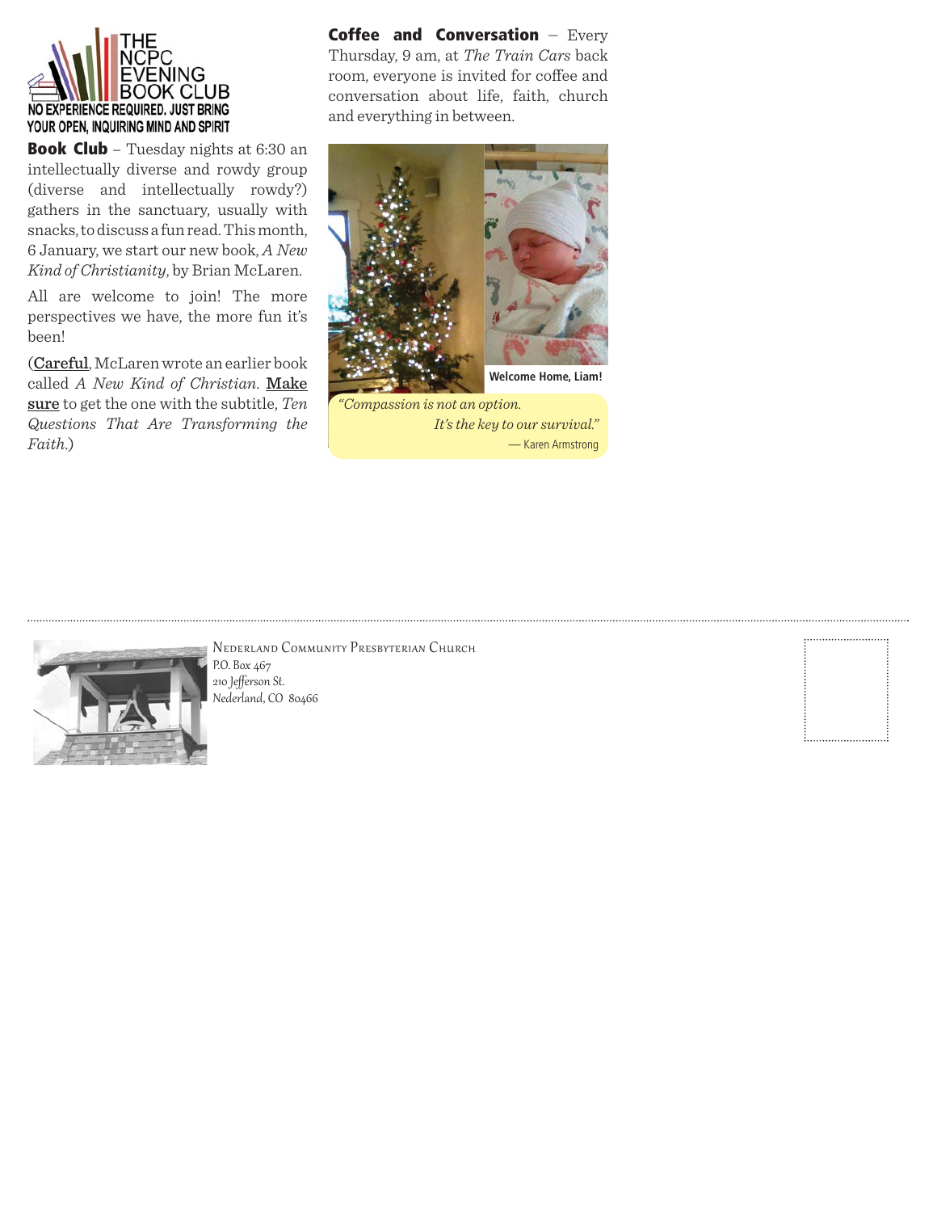THE NCPC EVENING BOOK CLUB

NO EXPERIENCE REQUIRED. JUST BRING YOUR OPEN, INQUIRING MIND AND SPIRIT

**Book Club** – Tuesday nights at 6:30 an intellectually diverse and rowdy group (diverse and intellectually rowdy?) gathers in the sanctuary, usually with snacks, to discuss a fun read. This month, 6 January, we start our new book, *A New Kind of Christianity*, by Brian McLaren.

All are welcome to join! The more perspectives we have, the more fun it's been!

(Careful, McLaren wrote an earlier book called *A New Kind of Christian*. Make sure to get the one with the subtitle, *Ten Questions That Are Transforming the Faith*.)

**Coffee and Conversation** – Every Thursday, 9 am, at *The Train Cars* back room, everyone is invited for coffee and conversation about life, faith, church and everything in between.

**Welcome Home, Liam!**

*"Compassion is not an option. It's the key to our survival."*
— Karen Armstrong

Nederland Community Presbyterian Church
P.O. Box 467
210 Jefferson St.
Nederland, CO 80466